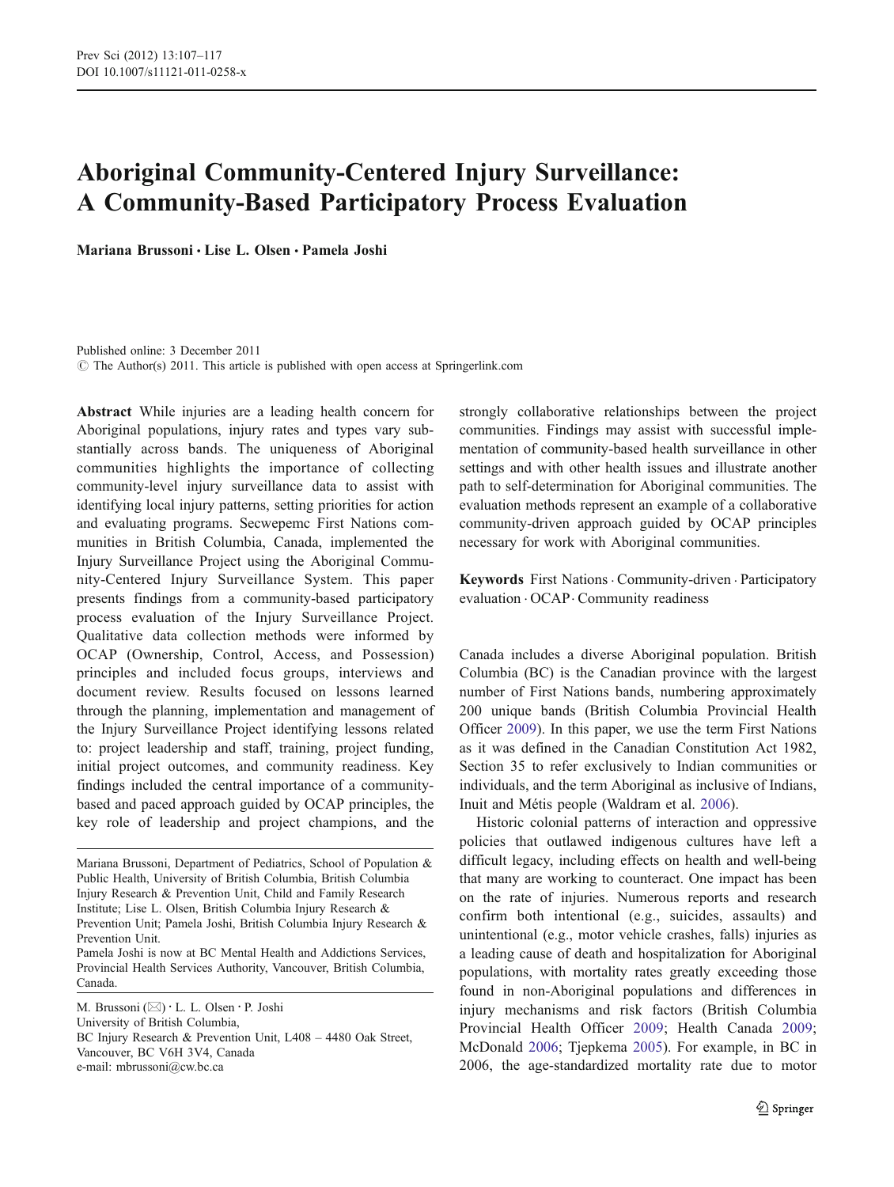# Aboriginal Community-Centered Injury Surveillance: A Community-Based Participatory Process Evaluation

**Mariana Brussoni · Lise L. Olsen · Pamela Joshi**

Published online: 3 December 2011
© The Author(s) 2011. This article is published with open access at Springerlink.com

**Abstract** While injuries are a leading health concern for Aboriginal populations, injury rates and types vary substantially across bands. The uniqueness of Aboriginal communities highlights the importance of collecting community-level injury surveillance data to assist with identifying local injury patterns, setting priorities for action and evaluating programs. Secwepemc First Nations communities in British Columbia, Canada, implemented the Injury Surveillance Project using the Aboriginal Community-Centered Injury Surveillance System. This paper presents findings from a community-based participatory process evaluation of the Injury Surveillance Project. Qualitative data collection methods were informed by OCAP (Ownership, Control, Access, and Possession) principles and included focus groups, interviews and document review. Results focused on lessons learned through the planning, implementation and management of the Injury Surveillance Project identifying lessons related to: project leadership and staff, training, project funding, initial project outcomes, and community readiness. Key findings included the central importance of a community-based and paced approach guided by OCAP principles, the key role of leadership and project champions, and the strongly collaborative relationships between the project communities. Findings may assist with successful implementation of community-based health surveillance in other settings and with other health issues and illustrate another path to self-determination for Aboriginal communities. The evaluation methods represent an example of a collaborative community-driven approach guided by OCAP principles necessary for work with Aboriginal communities.

**Keywords** First Nations · Community-driven · Participatory evaluation · OCAP · Community readiness

Mariana Brussoni, Department of Pediatrics, School of Population & Public Health, University of British Columbia, British Columbia Injury Research & Prevention Unit, Child and Family Research Institute; Lise L. Olsen, British Columbia Injury Research & Prevention Unit; Pamela Joshi, British Columbia Injury Research & Prevention Unit.
Pamela Joshi is now at BC Mental Health and Addictions Services, Provincial Health Services Authority, Vancouver, British Columbia, Canada.

M. Brussoni (✉) · L. L. Olsen · P. Joshi
University of British Columbia,
BC Injury Research & Prevention Unit, L408 – 4480 Oak Street,
Vancouver, BC V6H 3V4, Canada
e-mail: mbrussoni@cw.bc.ca

Canada includes a diverse Aboriginal population. British Columbia (BC) is the Canadian province with the largest number of First Nations bands, numbering approximately 200 unique bands (British Columbia Provincial Health Officer 2009). In this paper, we use the term First Nations as it was defined in the Canadian Constitution Act 1982, Section 35 to refer exclusively to Indian communities or individuals, and the term Aboriginal as inclusive of Indians, Inuit and Métis people (Waldram et al. 2006).

Historic colonial patterns of interaction and oppressive policies that outlawed indigenous cultures have left a difficult legacy, including effects on health and well-being that many are working to counteract. One impact has been on the rate of injuries. Numerous reports and research confirm both intentional (e.g., suicides, assaults) and unintentional (e.g., motor vehicle crashes, falls) injuries as a leading cause of death and hospitalization for Aboriginal populations, with mortality rates greatly exceeding those found in non-Aboriginal populations and differences in injury mechanisms and risk factors (British Columbia Provincial Health Officer 2009; Health Canada 2009; McDonald 2006; Tjepkema 2005). For example, in BC in 2006, the age-standardized mortality rate due to motor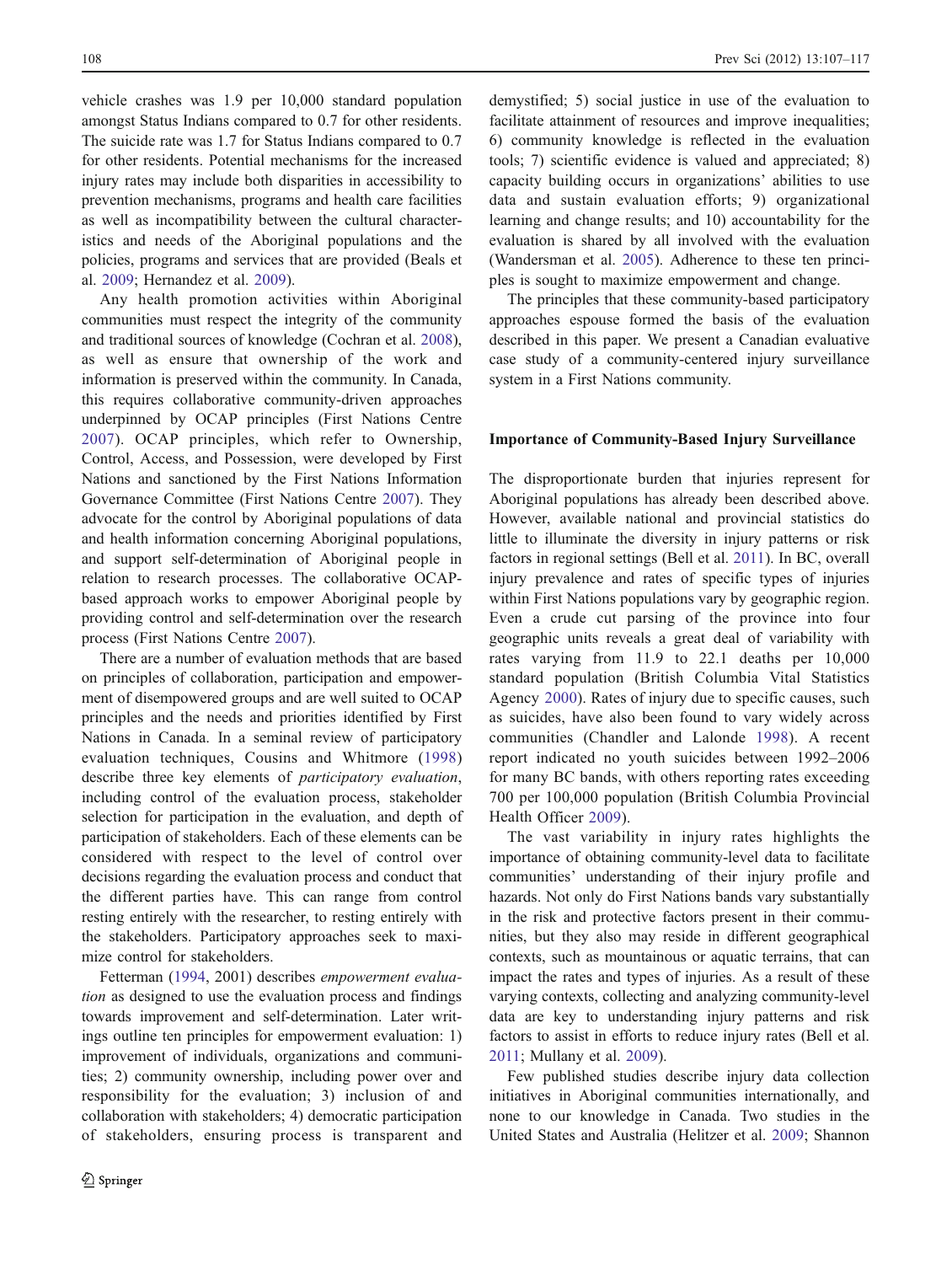vehicle crashes was 1.9 per 10,000 standard population amongst Status Indians compared to 0.7 for other residents. The suicide rate was 1.7 for Status Indians compared to 0.7 for other residents. Potential mechanisms for the increased injury rates may include both disparities in accessibility to prevention mechanisms, programs and health care facilities as well as incompatibility between the cultural characteristics and needs of the Aboriginal populations and the policies, programs and services that are provided (Beals et al. 2009; Hernandez et al. 2009).

Any health promotion activities within Aboriginal communities must respect the integrity of the community and traditional sources of knowledge (Cochran et al. 2008), as well as ensure that ownership of the work and information is preserved within the community. In Canada, this requires collaborative community-driven approaches underpinned by OCAP principles (First Nations Centre 2007). OCAP principles, which refer to Ownership, Control, Access, and Possession, were developed by First Nations and sanctioned by the First Nations Information Governance Committee (First Nations Centre 2007). They advocate for the control by Aboriginal populations of data and health information concerning Aboriginal populations, and support self-determination of Aboriginal people in relation to research processes. The collaborative OCAP-based approach works to empower Aboriginal people by providing control and self-determination over the research process (First Nations Centre 2007).

There are a number of evaluation methods that are based on principles of collaboration, participation and empowerment of disempowered groups and are well suited to OCAP principles and the needs and priorities identified by First Nations in Canada. In a seminal review of participatory evaluation techniques, Cousins and Whitmore (1998) describe three key elements of *participatory evaluation*, including control of the evaluation process, stakeholder selection for participation in the evaluation, and depth of participation of stakeholders. Each of these elements can be considered with respect to the level of control over decisions regarding the evaluation process and conduct that the different parties have. This can range from control resting entirely with the researcher, to resting entirely with the stakeholders. Participatory approaches seek to maximize control for stakeholders.

Fetterman (1994, 2001) describes *empowerment evaluation* as designed to use the evaluation process and findings towards improvement and self-determination. Later writings outline ten principles for empowerment evaluation: 1) improvement of individuals, organizations and communities; 2) community ownership, including power over and responsibility for the evaluation; 3) inclusion of and collaboration with stakeholders; 4) democratic participation of stakeholders, ensuring process is transparent and demystified; 5) social justice in use of the evaluation to facilitate attainment of resources and improve inequalities; 6) community knowledge is reflected in the evaluation tools; 7) scientific evidence is valued and appreciated; 8) capacity building occurs in organizations' abilities to use data and sustain evaluation efforts; 9) organizational learning and change results; and 10) accountability for the evaluation is shared by all involved with the evaluation (Wandersman et al. 2005). Adherence to these ten principles is sought to maximize empowerment and change.

The principles that these community-based participatory approaches espouse formed the basis of the evaluation described in this paper. We present a Canadian evaluative case study of a community-centered injury surveillance system in a First Nations community.

## Importance of Community-Based Injury Surveillance

The disproportionate burden that injuries represent for Aboriginal populations has already been described above. However, available national and provincial statistics do little to illuminate the diversity in injury patterns or risk factors in regional settings (Bell et al. 2011). In BC, overall injury prevalence and rates of specific types of injuries within First Nations populations vary by geographic region. Even a crude cut parsing of the province into four geographic units reveals a great deal of variability with rates varying from 11.9 to 22.1 deaths per 10,000 standard population (British Columbia Vital Statistics Agency 2000). Rates of injury due to specific causes, such as suicides, have also been found to vary widely across communities (Chandler and Lalonde 1998). A recent report indicated no youth suicides between 1992–2006 for many BC bands, with others reporting rates exceeding 700 per 100,000 population (British Columbia Provincial Health Officer 2009).

The vast variability in injury rates highlights the importance of obtaining community-level data to facilitate communities' understanding of their injury profile and hazards. Not only do First Nations bands vary substantially in the risk and protective factors present in their communities, but they also may reside in different geographical contexts, such as mountainous or aquatic terrains, that can impact the rates and types of injuries. As a result of these varying contexts, collecting and analyzing community-level data are key to understanding injury patterns and risk factors to assist in efforts to reduce injury rates (Bell et al. 2011; Mullany et al. 2009).

Few published studies describe injury data collection initiatives in Aboriginal communities internationally, and none to our knowledge in Canada. Two studies in the United States and Australia (Helitzer et al. 2009; Shannon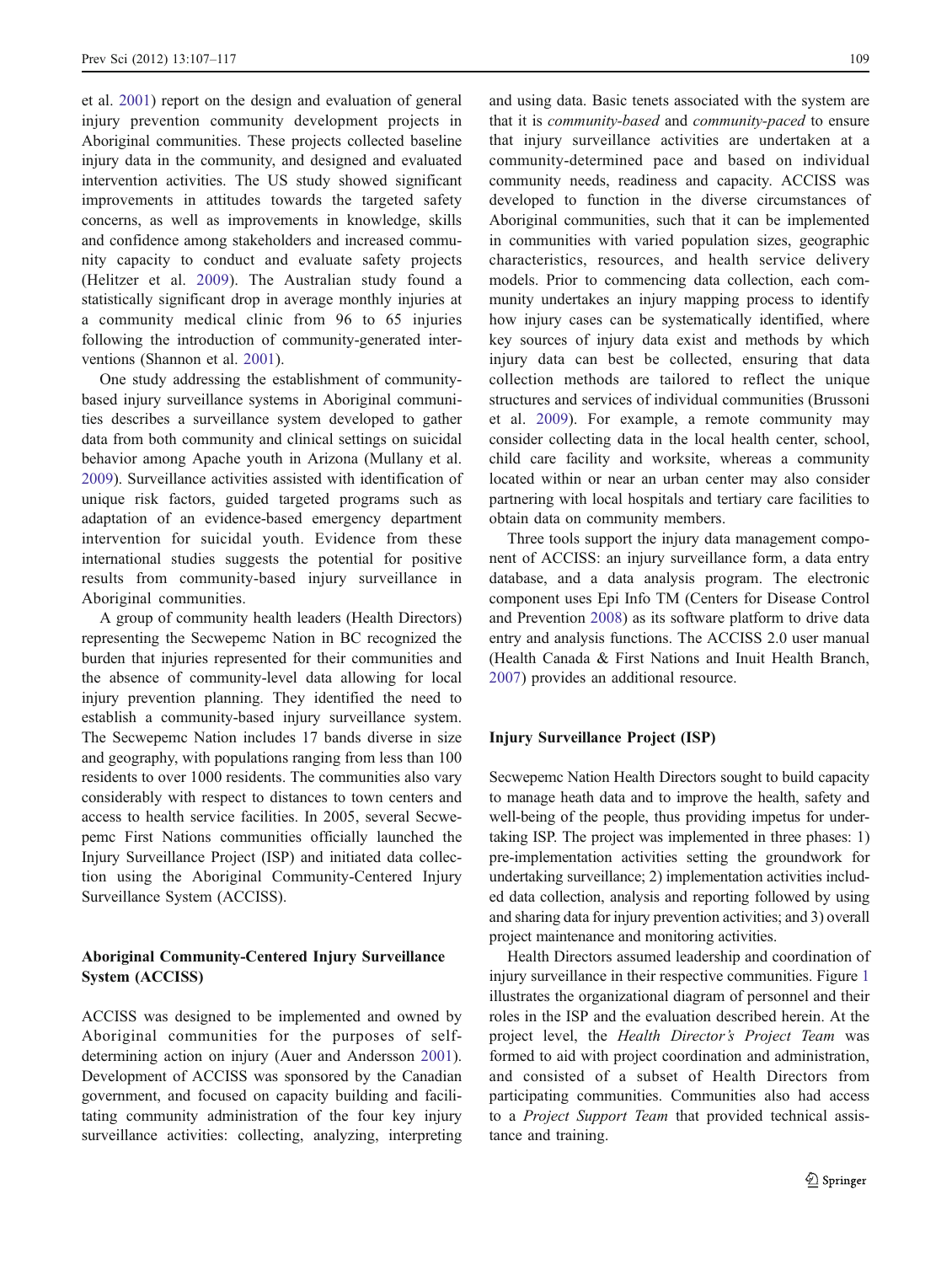et al. 2001) report on the design and evaluation of general injury prevention community development projects in Aboriginal communities. These projects collected baseline injury data in the community, and designed and evaluated intervention activities. The US study showed significant improvements in attitudes towards the targeted safety concerns, as well as improvements in knowledge, skills and confidence among stakeholders and increased community capacity to conduct and evaluate safety projects (Helitzer et al. 2009). The Australian study found a statistically significant drop in average monthly injuries at a community medical clinic from 96 to 65 injuries following the introduction of community-generated interventions (Shannon et al. 2001).

One study addressing the establishment of community-based injury surveillance systems in Aboriginal communities describes a surveillance system developed to gather data from both community and clinical settings on suicidal behavior among Apache youth in Arizona (Mullany et al. 2009). Surveillance activities assisted with identification of unique risk factors, guided targeted programs such as adaptation of an evidence-based emergency department intervention for suicidal youth. Evidence from these international studies suggests the potential for positive results from community-based injury surveillance in Aboriginal communities.

A group of community health leaders (Health Directors) representing the Secwepemc Nation in BC recognized the burden that injuries represented for their communities and the absence of community-level data allowing for local injury prevention planning. They identified the need to establish a community-based injury surveillance system. The Secwepemc Nation includes 17 bands diverse in size and geography, with populations ranging from less than 100 residents to over 1000 residents. The communities also vary considerably with respect to distances to town centers and access to health service facilities. In 2005, several Secwepemc First Nations communities officially launched the Injury Surveillance Project (ISP) and initiated data collection using the Aboriginal Community-Centered Injury Surveillance System (ACCISS).

## Aboriginal Community-Centered Injury Surveillance System (ACCISS)

ACCISS was designed to be implemented and owned by Aboriginal communities for the purposes of self-determining action on injury (Auer and Andersson 2001). Development of ACCISS was sponsored by the Canadian government, and focused on capacity building and facilitating community administration of the four key injury surveillance activities: collecting, analyzing, interpreting and using data. Basic tenets associated with the system are that it is *community-based* and *community-paced* to ensure that injury surveillance activities are undertaken at a community-determined pace and based on individual community needs, readiness and capacity. ACCISS was developed to function in the diverse circumstances of Aboriginal communities, such that it can be implemented in communities with varied population sizes, geographic characteristics, resources, and health service delivery models. Prior to commencing data collection, each community undertakes an injury mapping process to identify how injury cases can be systematically identified, where key sources of injury data exist and methods by which injury data can best be collected, ensuring that data collection methods are tailored to reflect the unique structures and services of individual communities (Brussoni et al. 2009). For example, a remote community may consider collecting data in the local health center, school, child care facility and worksite, whereas a community located within or near an urban center may also consider partnering with local hospitals and tertiary care facilities to obtain data on community members.

Three tools support the injury data management component of ACCISS: an injury surveillance form, a data entry database, and a data analysis program. The electronic component uses Epi Info TM (Centers for Disease Control and Prevention 2008) as its software platform to drive data entry and analysis functions. The ACCISS 2.0 user manual (Health Canada & First Nations and Inuit Health Branch, 2007) provides an additional resource.

## Injury Surveillance Project (ISP)

Secwepemc Nation Health Directors sought to build capacity to manage heath data and to improve the health, safety and well-being of the people, thus providing impetus for undertaking ISP. The project was implemented in three phases: 1) pre-implementation activities setting the groundwork for undertaking surveillance; 2) implementation activities included data collection, analysis and reporting followed by using and sharing data for injury prevention activities; and 3) overall project maintenance and monitoring activities.

Health Directors assumed leadership and coordination of injury surveillance in their respective communities. Figure 1 illustrates the organizational diagram of personnel and their roles in the ISP and the evaluation described herein. At the project level, the *Health Director's Project Team* was formed to aid with project coordination and administration, and consisted of a subset of Health Directors from participating communities. Communities also had access to a *Project Support Team* that provided technical assistance and training.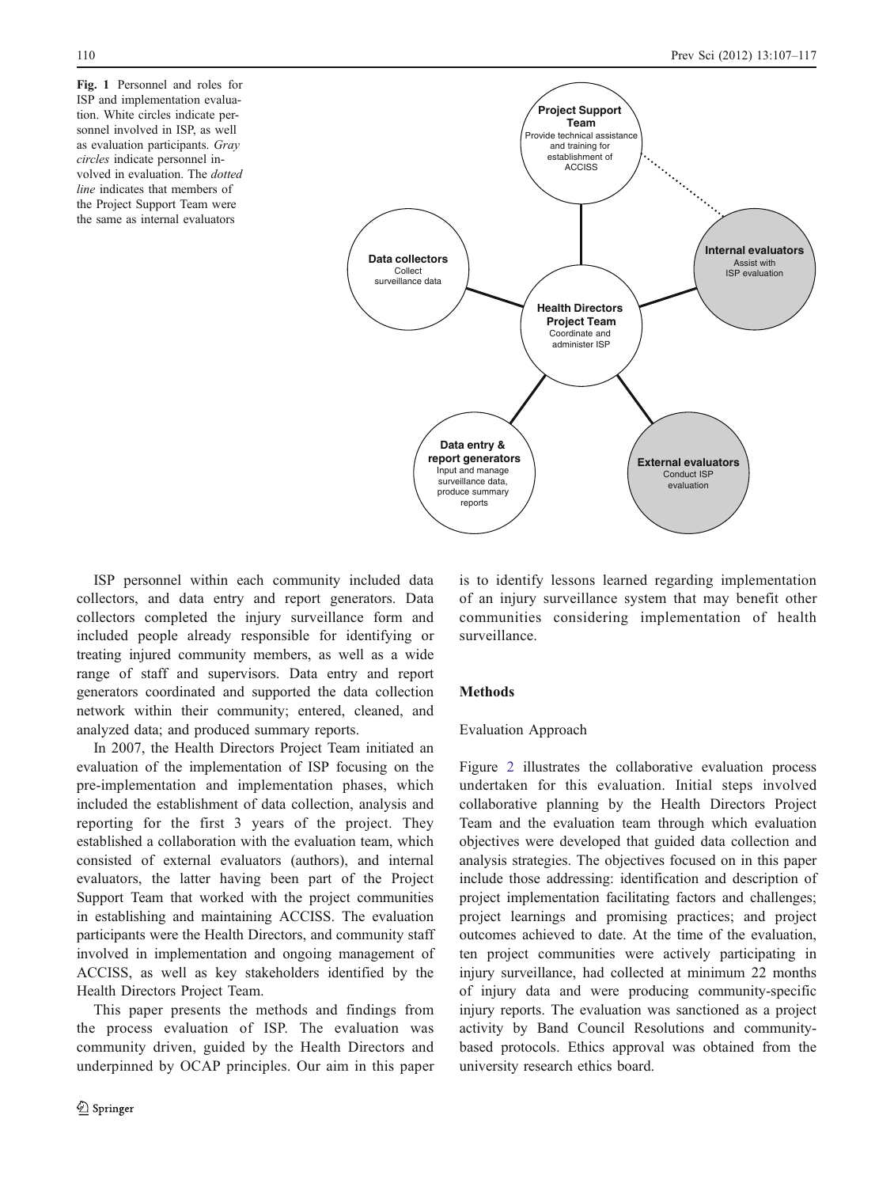Fig. 1 Personnel and roles for ISP and implementation evaluation. White circles indicate personnel involved in ISP, as well as evaluation participants. *Gray circles* indicate personnel involved in evaluation. The *dotted line* indicates that members of the Project Support Team were the same as internal evaluators

**Project Support Team**
Provide technical assistance and training for establishment of ACCISS

**Internal evaluators**
Assist with ISP evaluation

**Data collectors**
Collect surveillance data

**Health Directors Project Team**
Coordinate and administer ISP

**Data entry & report generators**
Input and manage surveillance data, produce summary reports

**External evaluators**
Conduct ISP evaluation

ISP personnel within each community included data collectors, and data entry and report generators. Data collectors completed the injury surveillance form and included people already responsible for identifying or treating injured community members, as well as a wide range of staff and supervisors. Data entry and report generators coordinated and supported the data collection network within their community; entered, cleaned, and analyzed data; and produced summary reports.

In 2007, the Health Directors Project Team initiated an evaluation of the implementation of ISP focusing on the pre-implementation and implementation phases, which included the establishment of data collection, analysis and reporting for the first 3 years of the project. They established a collaboration with the evaluation team, which consisted of external evaluators (authors), and internal evaluators, the latter having been part of the Project Support Team that worked with the project communities in establishing and maintaining ACCISS. The evaluation participants were the Health Directors, and community staff involved in implementation and ongoing management of ACCISS, as well as key stakeholders identified by the Health Directors Project Team.

This paper presents the methods and findings from the process evaluation of ISP. The evaluation was community driven, guided by the Health Directors and underpinned by OCAP principles. Our aim in this paper is to identify lessons learned regarding implementation of an injury surveillance system that may benefit other communities considering implementation of health surveillance.

## Methods

### Evaluation Approach

Figure 2 illustrates the collaborative evaluation process undertaken for this evaluation. Initial steps involved collaborative planning by the Health Directors Project Team and the evaluation team through which evaluation objectives were developed that guided data collection and analysis strategies. The objectives focused on in this paper include those addressing: identification and description of project implementation facilitating factors and challenges; project learnings and promising practices; and project outcomes achieved to date. At the time of the evaluation, ten project communities were actively participating in injury surveillance, had collected at minimum 22 months of injury data and were producing community-specific injury reports. The evaluation was sanctioned as a project activity by Band Council Resolutions and community-based protocols. Ethics approval was obtained from the university research ethics board.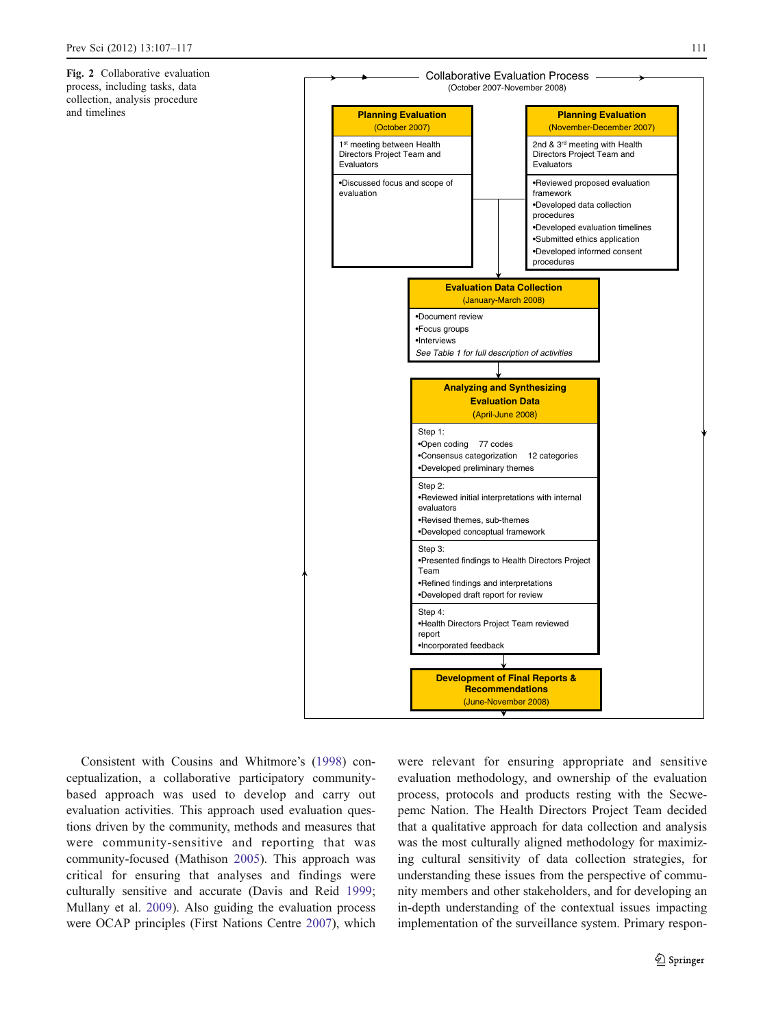**Fig. 2** Collaborative evaluation process, including tasks, data collection, analysis procedure and timelines

**Collaborative Evaluation Process** (October 2007-November 2008)

**Planning Evaluation** (October 2007)

1st meeting between Health Directors Project Team and Evaluators

- Discussed focus and scope of evaluation

**Planning Evaluation** (November-December 2007)

2nd & 3rd meeting with Health Directors Project Team and Evaluators

- Reviewed proposed evaluation framework
- Developed data collection procedures
- Developed evaluation timelines
- Submitted ethics application
- Developed informed consent procedures

**Evaluation Data Collection** (January-March 2008)

- Document review
- Focus groups
- Interviews

*See Table 1 for full description of activities*

**Analyzing and Synthesizing Evaluation Data** (April-June 2008)

Step 1:
- Open coding 77 codes
- Consensus categorization 12 categories
- Developed preliminary themes

Step 2:
- Reviewed initial interpretations with internal evaluators
- Revised themes, sub-themes
- Developed conceptual framework

Step 3:
- Presented findings to Health Directors Project Team
- Refined findings and interpretations
- Developed draft report for review

Step 4:
- Health Directors Project Team reviewed report
- Incorporated feedback

**Development of Final Reports & Recommendations** (June-November 2008)

Consistent with Cousins and Whitmore's (1998) conceptualization, a collaborative participatory community-based approach was used to develop and carry out evaluation activities. This approach used evaluation questions driven by the community, methods and measures that were community-sensitive and reporting that was community-focused (Mathison 2005). This approach was critical for ensuring that analyses and findings were culturally sensitive and accurate (Davis and Reid 1999; Mullany et al. 2009). Also guiding the evaluation process were OCAP principles (First Nations Centre 2007), which were relevant for ensuring appropriate and sensitive evaluation methodology, and ownership of the evaluation process, protocols and products resting with the Secwepemc Nation. The Health Directors Project Team decided that a qualitative approach for data collection and analysis was the most culturally aligned methodology for maximizing cultural sensitivity of data collection strategies, for understanding these issues from the perspective of community members and other stakeholders, and for developing an in-depth understanding of the contextual issues impacting implementation of the surveillance system. Primary respon-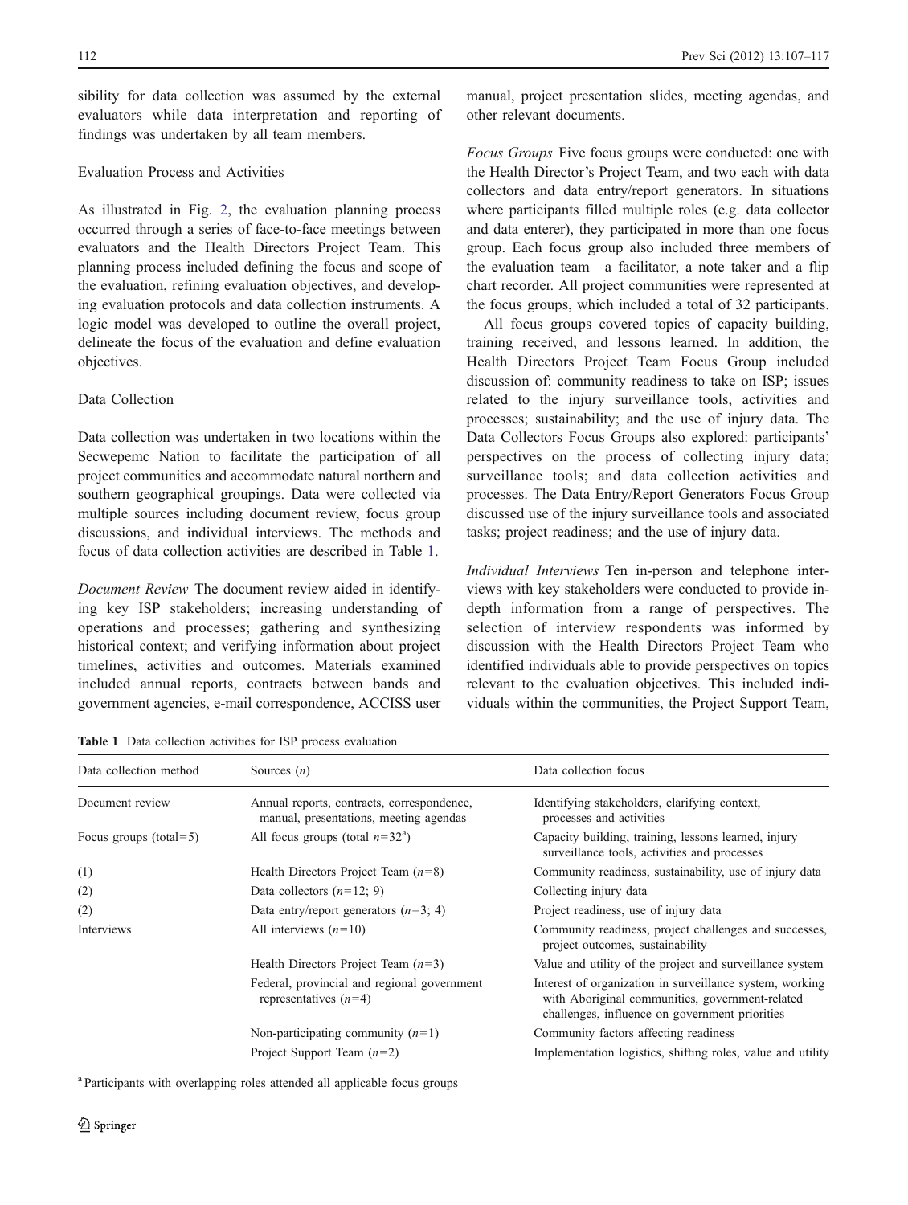sibility for data collection was assumed by the external evaluators while data interpretation and reporting of findings was undertaken by all team members.

## Evaluation Process and Activities

As illustrated in Fig. 2, the evaluation planning process occurred through a series of face-to-face meetings between evaluators and the Health Directors Project Team. This planning process included defining the focus and scope of the evaluation, refining evaluation objectives, and developing evaluation protocols and data collection instruments. A logic model was developed to outline the overall project, delineate the focus of the evaluation and define evaluation objectives.

## Data Collection

Data collection was undertaken in two locations within the Secwepemc Nation to facilitate the participation of all project communities and accommodate natural northern and southern geographical groupings. Data were collected via multiple sources including document review, focus group discussions, and individual interviews. The methods and focus of data collection activities are described in Table 1.

*Document Review* The document review aided in identifying key ISP stakeholders; increasing understanding of operations and processes; gathering and synthesizing historical context; and verifying information about project timelines, activities and outcomes. Materials examined included annual reports, contracts between bands and government agencies, e-mail correspondence, ACCISS user manual, project presentation slides, meeting agendas, and other relevant documents.

*Focus Groups* Five focus groups were conducted: one with the Health Director's Project Team, and two each with data collectors and data entry/report generators. In situations where participants filled multiple roles (e.g. data collector and data enterer), they participated in more than one focus group. Each focus group also included three members of the evaluation team—a facilitator, a note taker and a flip chart recorder. All project communities were represented at the focus groups, which included a total of 32 participants.

All focus groups covered topics of capacity building, training received, and lessons learned. In addition, the Health Directors Project Team Focus Group included discussion of: community readiness to take on ISP; issues related to the injury surveillance tools, activities and processes; sustainability; and the use of injury data. The Data Collectors Focus Groups also explored: participants' perspectives on the process of collecting injury data; surveillance tools; and data collection activities and processes. The Data Entry/Report Generators Focus Group discussed use of the injury surveillance tools and associated tasks; project readiness; and the use of injury data.

*Individual Interviews* Ten in-person and telephone interviews with key stakeholders were conducted to provide in-depth information from a range of perspectives. The selection of interview respondents was informed by discussion with the Health Directors Project Team who identified individuals able to provide perspectives on topics relevant to the evaluation objectives. This included individuals within the communities, the Project Support Team,

**Table 1** Data collection activities for ISP process evaluation

| Data collection method | Sources ($n$) | Data collection focus |
|---|---|---|
| Document review | Annual reports, contracts, correspondence, manual, presentations, meeting agendas | Identifying stakeholders, clarifying context, processes and activities |
| Focus groups (total=5) | All focus groups (total $n$=32[a]) | Capacity building, training, lessons learned, injury surveillance tools, activities and processes |
| (1) | Health Directors Project Team ($n$=8) | Community readiness, sustainability, use of injury data |
| (2) | Data collectors ($n$=12; 9) | Collecting injury data |
| (2) | Data entry/report generators ($n$=3; 4) | Project readiness, use of injury data |
| Interviews | All interviews ($n$=10) | Community readiness, project challenges and successes, project outcomes, sustainability |
| | Health Directors Project Team ($n$=3) | Value and utility of the project and surveillance system |
| | Federal, provincial and regional government representatives ($n$=4) | Interest of organization in surveillance system, working with Aboriginal communities, government-related challenges, influence on government priorities |
| | Non-participating community ($n$=1) | Community factors affecting readiness |
| | Project Support Team ($n$=2) | Implementation logistics, shifting roles, value and utility |

[a] Participants with overlapping roles attended all applicable focus groups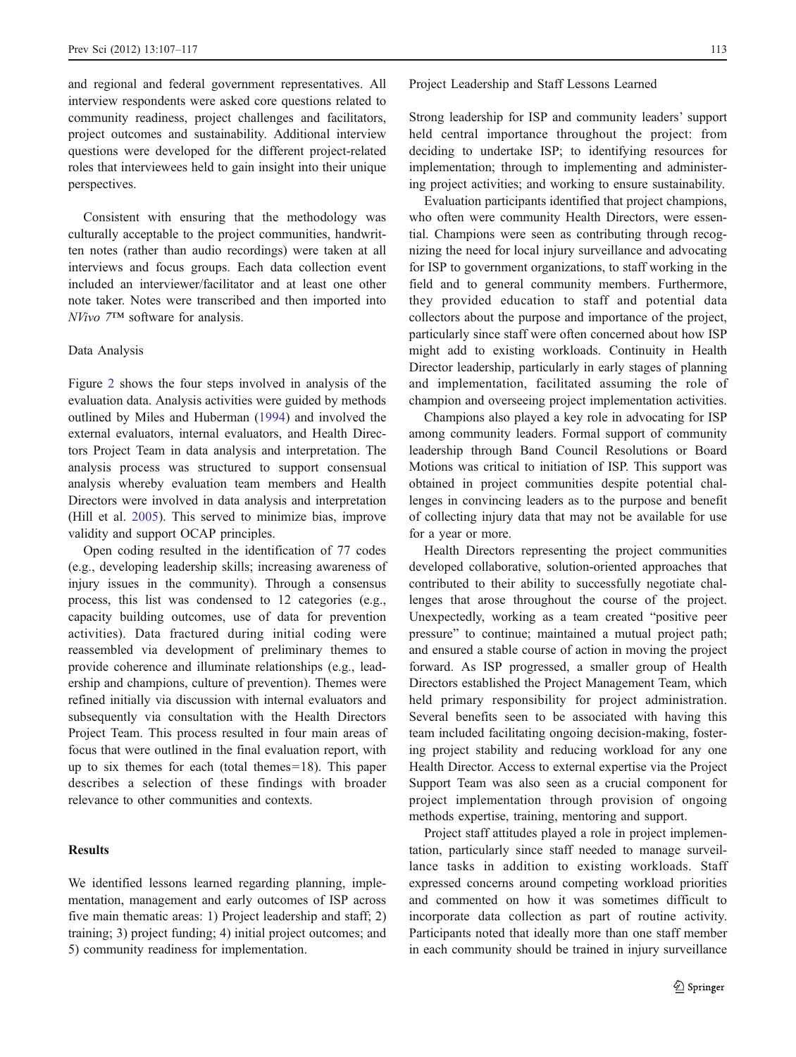and regional and federal government representatives. All interview respondents were asked core questions related to community readiness, project challenges and facilitators, project outcomes and sustainability. Additional interview questions were developed for the different project-related roles that interviewees held to gain insight into their unique perspectives.

Consistent with ensuring that the methodology was culturally acceptable to the project communities, handwritten notes (rather than audio recordings) were taken at all interviews and focus groups. Each data collection event included an interviewer/facilitator and at least one other note taker. Notes were transcribed and then imported into *NVivo 7™* software for analysis.

### Data Analysis

Figure 2 shows the four steps involved in analysis of the evaluation data. Analysis activities were guided by methods outlined by Miles and Huberman (1994) and involved the external evaluators, internal evaluators, and Health Directors Project Team in data analysis and interpretation. The analysis process was structured to support consensual analysis whereby evaluation team members and Health Directors were involved in data analysis and interpretation (Hill et al. 2005). This served to minimize bias, improve validity and support OCAP principles.

Open coding resulted in the identification of 77 codes (e.g., developing leadership skills; increasing awareness of injury issues in the community). Through a consensus process, this list was condensed to 12 categories (e.g., capacity building outcomes, use of data for prevention activities). Data fractured during initial coding were reassembled via development of preliminary themes to provide coherence and illuminate relationships (e.g., leadership and champions, culture of prevention). Themes were refined initially via discussion with internal evaluators and subsequently via consultation with the Health Directors Project Team. This process resulted in four main areas of focus that were outlined in the final evaluation report, with up to six themes for each (total themes=18). This paper describes a selection of these findings with broader relevance to other communities and contexts.

## Results

We identified lessons learned regarding planning, implementation, management and early outcomes of ISP across five main thematic areas: 1) Project leadership and staff; 2) training; 3) project funding; 4) initial project outcomes; and 5) community readiness for implementation.

### Project Leadership and Staff Lessons Learned

Strong leadership for ISP and community leaders' support held central importance throughout the project: from deciding to undertake ISP; to identifying resources for implementation; through to implementing and administering project activities; and working to ensure sustainability.

Evaluation participants identified that project champions, who often were community Health Directors, were essential. Champions were seen as contributing through recognizing the need for local injury surveillance and advocating for ISP to government organizations, to staff working in the field and to general community members. Furthermore, they provided education to staff and potential data collectors about the purpose and importance of the project, particularly since staff were often concerned about how ISP might add to existing workloads. Continuity in Health Director leadership, particularly in early stages of planning and implementation, facilitated assuming the role of champion and overseeing project implementation activities.

Champions also played a key role in advocating for ISP among community leaders. Formal support of community leadership through Band Council Resolutions or Board Motions was critical to initiation of ISP. This support was obtained in project communities despite potential challenges in convincing leaders as to the purpose and benefit of collecting injury data that may not be available for use for a year or more.

Health Directors representing the project communities developed collaborative, solution-oriented approaches that contributed to their ability to successfully negotiate challenges that arose throughout the course of the project. Unexpectedly, working as a team created "positive peer pressure" to continue; maintained a mutual project path; and ensured a stable course of action in moving the project forward. As ISP progressed, a smaller group of Health Directors established the Project Management Team, which held primary responsibility for project administration. Several benefits seen to be associated with having this team included facilitating ongoing decision-making, fostering project stability and reducing workload for any one Health Director. Access to external expertise via the Project Support Team was also seen as a crucial component for project implementation through provision of ongoing methods expertise, training, mentoring and support.

Project staff attitudes played a role in project implementation, particularly since staff needed to manage surveillance tasks in addition to existing workloads. Staff expressed concerns around competing workload priorities and commented on how it was sometimes difficult to incorporate data collection as part of routine activity. Participants noted that ideally more than one staff member in each community should be trained in injury surveillance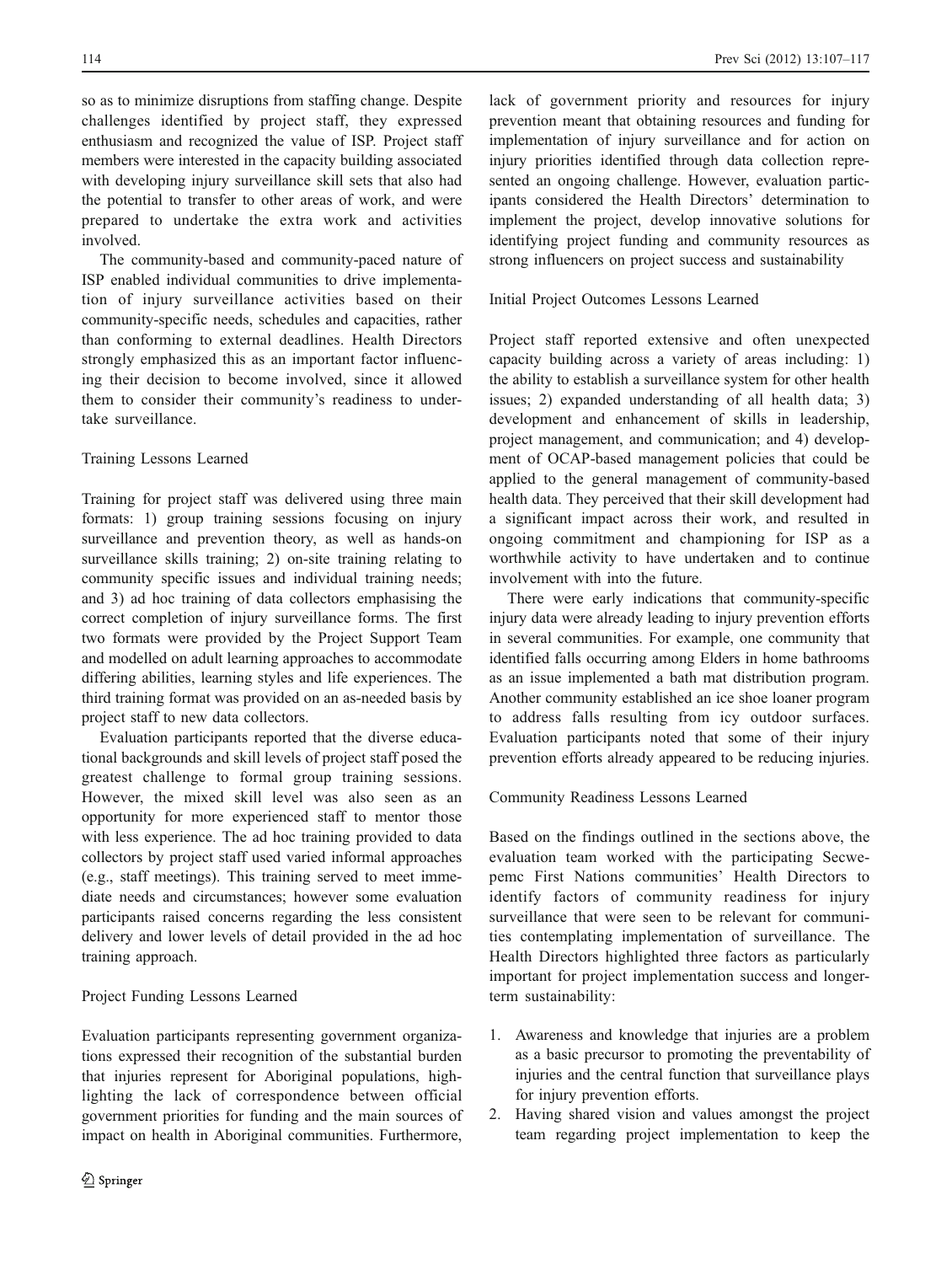so as to minimize disruptions from staffing change. Despite challenges identified by project staff, they expressed enthusiasm and recognized the value of ISP. Project staff members were interested in the capacity building associated with developing injury surveillance skill sets that also had the potential to transfer to other areas of work, and were prepared to undertake the extra work and activities involved.

The community-based and community-paced nature of ISP enabled individual communities to drive implementation of injury surveillance activities based on their community-specific needs, schedules and capacities, rather than conforming to external deadlines. Health Directors strongly emphasized this as an important factor influencing their decision to become involved, since it allowed them to consider their community's readiness to undertake surveillance.

### Training Lessons Learned

Training for project staff was delivered using three main formats: 1) group training sessions focusing on injury surveillance and prevention theory, as well as hands-on surveillance skills training; 2) on-site training relating to community specific issues and individual training needs; and 3) ad hoc training of data collectors emphasising the correct completion of injury surveillance forms. The first two formats were provided by the Project Support Team and modelled on adult learning approaches to accommodate differing abilities, learning styles and life experiences. The third training format was provided on an as-needed basis by project staff to new data collectors.

Evaluation participants reported that the diverse educational backgrounds and skill levels of project staff posed the greatest challenge to formal group training sessions. However, the mixed skill level was also seen as an opportunity for more experienced staff to mentor those with less experience. The ad hoc training provided to data collectors by project staff used varied informal approaches (e.g., staff meetings). This training served to meet immediate needs and circumstances; however some evaluation participants raised concerns regarding the less consistent delivery and lower levels of detail provided in the ad hoc training approach.

### Project Funding Lessons Learned

Evaluation participants representing government organizations expressed their recognition of the substantial burden that injuries represent for Aboriginal populations, highlighting the lack of correspondence between official government priorities for funding and the main sources of impact on health in Aboriginal communities. Furthermore, lack of government priority and resources for injury prevention meant that obtaining resources and funding for implementation of injury surveillance and for action on injury priorities identified through data collection represented an ongoing challenge. However, evaluation participants considered the Health Directors' determination to implement the project, develop innovative solutions for identifying project funding and community resources as strong influencers on project success and sustainability

### Initial Project Outcomes Lessons Learned

Project staff reported extensive and often unexpected capacity building across a variety of areas including: 1) the ability to establish a surveillance system for other health issues; 2) expanded understanding of all health data; 3) development and enhancement of skills in leadership, project management, and communication; and 4) development of OCAP-based management policies that could be applied to the general management of community-based health data. They perceived that their skill development had a significant impact across their work, and resulted in ongoing commitment and championing for ISP as a worthwhile activity to have undertaken and to continue involvement with into the future.

There were early indications that community-specific injury data were already leading to injury prevention efforts in several communities. For example, one community that identified falls occurring among Elders in home bathrooms as an issue implemented a bath mat distribution program. Another community established an ice shoe loaner program to address falls resulting from icy outdoor surfaces. Evaluation participants noted that some of their injury prevention efforts already appeared to be reducing injuries.

### Community Readiness Lessons Learned

Based on the findings outlined in the sections above, the evaluation team worked with the participating Secwepemc First Nations communities' Health Directors to identify factors of community readiness for injury surveillance that were seen to be relevant for communities contemplating implementation of surveillance. The Health Directors highlighted three factors as particularly important for project implementation success and longer-term sustainability:

1. Awareness and knowledge that injuries are a problem as a basic precursor to promoting the preventability of injuries and the central function that surveillance plays for injury prevention efforts.
2. Having shared vision and values amongst the project team regarding project implementation to keep the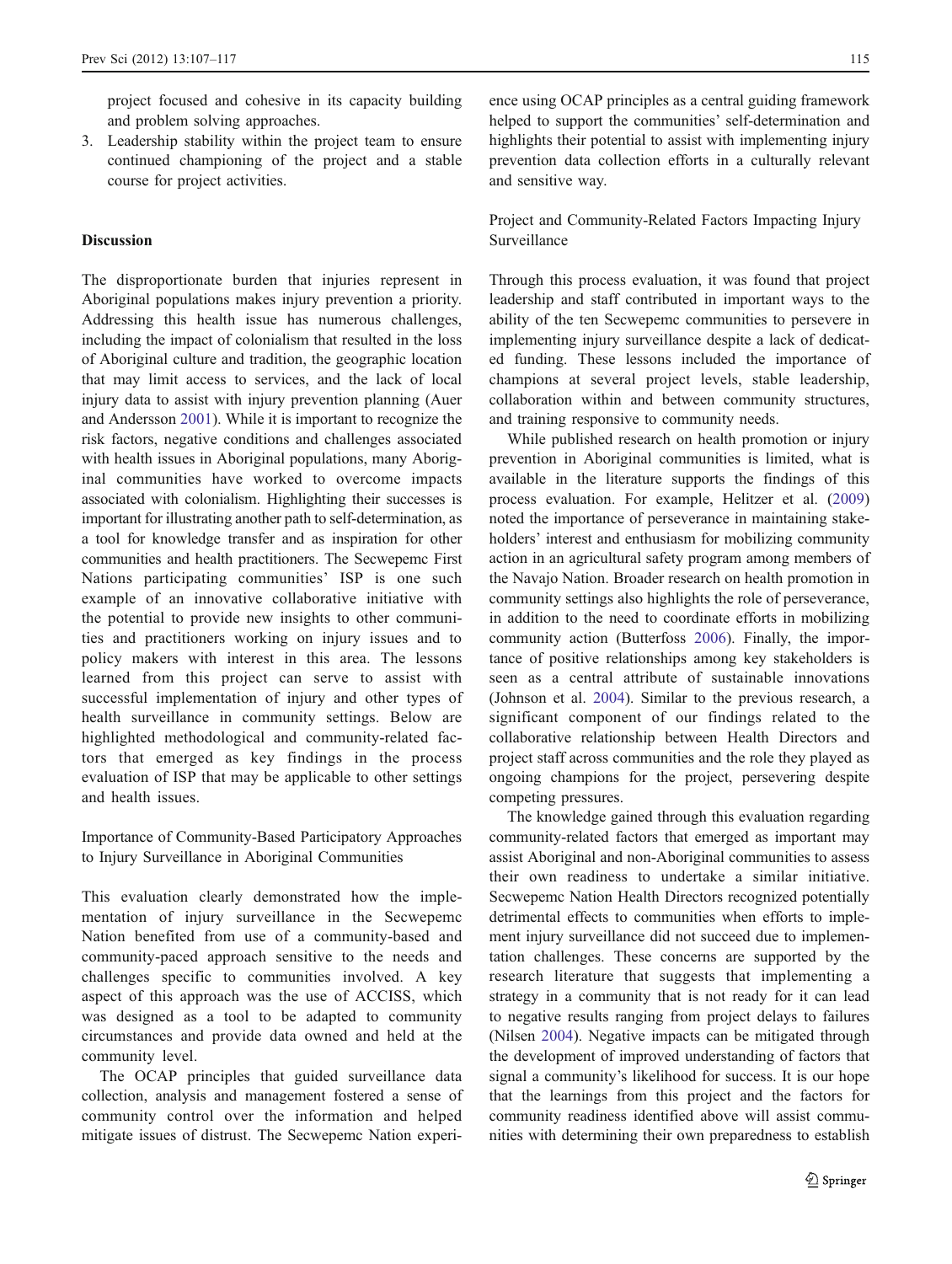project focused and cohesive in its capacity building and problem solving approaches.

3. Leadership stability within the project team to ensure continued championing of the project and a stable course for project activities.

## Discussion

The disproportionate burden that injuries represent in Aboriginal populations makes injury prevention a priority. Addressing this health issue has numerous challenges, including the impact of colonialism that resulted in the loss of Aboriginal culture and tradition, the geographic location that may limit access to services, and the lack of local injury data to assist with injury prevention planning (Auer and Andersson 2001). While it is important to recognize the risk factors, negative conditions and challenges associated with health issues in Aboriginal populations, many Aboriginal communities have worked to overcome impacts associated with colonialism. Highlighting their successes is important for illustrating another path to self-determination, as a tool for knowledge transfer and as inspiration for other communities and health practitioners. The Secwepemc First Nations participating communities' ISP is one such example of an innovative collaborative initiative with the potential to provide new insights to other communities and practitioners working on injury issues and to policy makers with interest in this area. The lessons learned from this project can serve to assist with successful implementation of injury and other types of health surveillance in community settings. Below are highlighted methodological and community-related factors that emerged as key findings in the process evaluation of ISP that may be applicable to other settings and health issues.

### Importance of Community-Based Participatory Approaches to Injury Surveillance in Aboriginal Communities

This evaluation clearly demonstrated how the implementation of injury surveillance in the Secwepemc Nation benefited from use of a community-based and community-paced approach sensitive to the needs and challenges specific to communities involved. A key aspect of this approach was the use of ACCISS, which was designed as a tool to be adapted to community circumstances and provide data owned and held at the community level.

The OCAP principles that guided surveillance data collection, analysis and management fostered a sense of community control over the information and helped mitigate issues of distrust. The Secwepemc Nation experience using OCAP principles as a central guiding framework helped to support the communities' self-determination and highlights their potential to assist with implementing injury prevention data collection efforts in a culturally relevant and sensitive way.

### Project and Community-Related Factors Impacting Injury Surveillance

Through this process evaluation, it was found that project leadership and staff contributed in important ways to the ability of the ten Secwepemc communities to persevere in implementing injury surveillance despite a lack of dedicated funding. These lessons included the importance of champions at several project levels, stable leadership, collaboration within and between community structures, and training responsive to community needs.

While published research on health promotion or injury prevention in Aboriginal communities is limited, what is available in the literature supports the findings of this process evaluation. For example, Helitzer et al. (2009) noted the importance of perseverance in maintaining stakeholders' interest and enthusiasm for mobilizing community action in an agricultural safety program among members of the Navajo Nation. Broader research on health promotion in community settings also highlights the role of perseverance, in addition to the need to coordinate efforts in mobilizing community action (Butterfoss 2006). Finally, the importance of positive relationships among key stakeholders is seen as a central attribute of sustainable innovations (Johnson et al. 2004). Similar to the previous research, a significant component of our findings related to the collaborative relationship between Health Directors and project staff across communities and the role they played as ongoing champions for the project, persevering despite competing pressures.

The knowledge gained through this evaluation regarding community-related factors that emerged as important may assist Aboriginal and non-Aboriginal communities to assess their own readiness to undertake a similar initiative. Secwepemc Nation Health Directors recognized potentially detrimental effects to communities when efforts to implement injury surveillance did not succeed due to implementation challenges. These concerns are supported by the research literature that suggests that implementing a strategy in a community that is not ready for it can lead to negative results ranging from project delays to failures (Nilsen 2004). Negative impacts can be mitigated through the development of improved understanding of factors that signal a community's likelihood for success. It is our hope that the learnings from this project and the factors for community readiness identified above will assist communities with determining their own preparedness to establish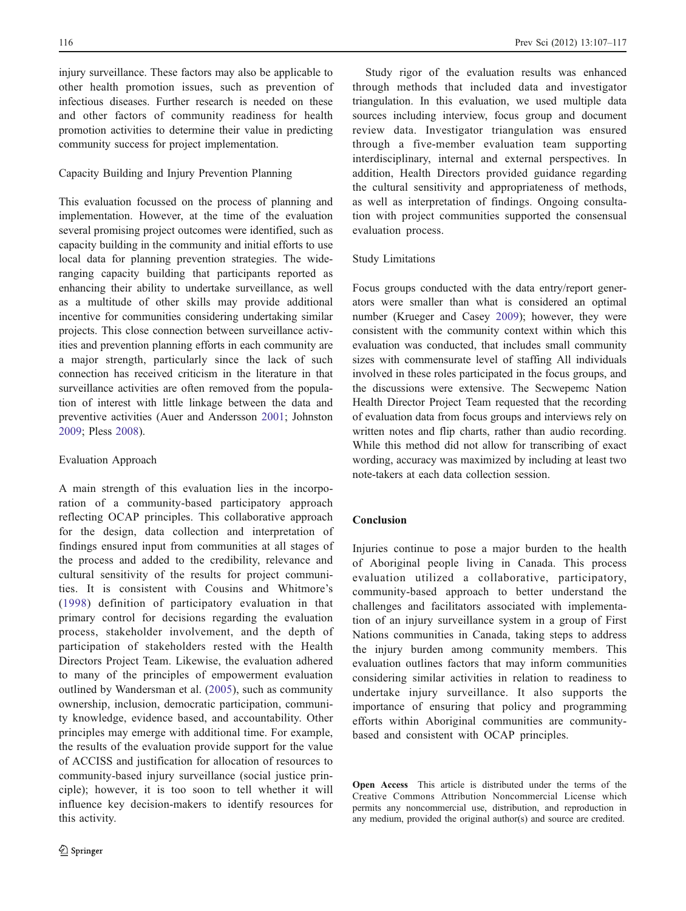injury surveillance. These factors may also be applicable to other health promotion issues, such as prevention of infectious diseases. Further research is needed on these and other factors of community readiness for health promotion activities to determine their value in predicting community success for project implementation.

### Capacity Building and Injury Prevention Planning

This evaluation focussed on the process of planning and implementation. However, at the time of the evaluation several promising project outcomes were identified, such as capacity building in the community and initial efforts to use local data for planning prevention strategies. The wide-ranging capacity building that participants reported as enhancing their ability to undertake surveillance, as well as a multitude of other skills may provide additional incentive for communities considering undertaking similar projects. This close connection between surveillance activities and prevention planning efforts in each community are a major strength, particularly since the lack of such connection has received criticism in the literature in that surveillance activities are often removed from the population of interest with little linkage between the data and preventive activities (Auer and Andersson 2001; Johnston 2009; Pless 2008).

### Evaluation Approach

A main strength of this evaluation lies in the incorporation of a community-based participatory approach reflecting OCAP principles. This collaborative approach for the design, data collection and interpretation of findings ensured input from communities at all stages of the process and added to the credibility, relevance and cultural sensitivity of the results for project communities. It is consistent with Cousins and Whitmore's (1998) definition of participatory evaluation in that primary control for decisions regarding the evaluation process, stakeholder involvement, and the depth of participation of stakeholders rested with the Health Directors Project Team. Likewise, the evaluation adhered to many of the principles of empowerment evaluation outlined by Wandersman et al. (2005), such as community ownership, inclusion, democratic participation, community knowledge, evidence based, and accountability. Other principles may emerge with additional time. For example, the results of the evaluation provide support for the value of ACCISS and justification for allocation of resources to community-based injury surveillance (social justice principle); however, it is too soon to tell whether it will influence key decision-makers to identify resources for this activity.

Study rigor of the evaluation results was enhanced through methods that included data and investigator triangulation. In this evaluation, we used multiple data sources including interview, focus group and document review data. Investigator triangulation was ensured through a five-member evaluation team supporting interdisciplinary, internal and external perspectives. In addition, Health Directors provided guidance regarding the cultural sensitivity and appropriateness of methods, as well as interpretation of findings. Ongoing consultation with project communities supported the consensual evaluation process.

### Study Limitations

Focus groups conducted with the data entry/report generators were smaller than what is considered an optimal number (Krueger and Casey 2009); however, they were consistent with the community context within which this evaluation was conducted, that includes small community sizes with commensurate level of staffing All individuals involved in these roles participated in the focus groups, and the discussions were extensive. The Secwepemc Nation Health Director Project Team requested that the recording of evaluation data from focus groups and interviews rely on written notes and flip charts, rather than audio recording. While this method did not allow for transcribing of exact wording, accuracy was maximized by including at least two note-takers at each data collection session.

## Conclusion

Injuries continue to pose a major burden to the health of Aboriginal people living in Canada. This process evaluation utilized a collaborative, participatory, community-based approach to better understand the challenges and facilitators associated with implementation of an injury surveillance system in a group of First Nations communities in Canada, taking steps to address the injury burden among community members. This evaluation outlines factors that may inform communities considering similar activities in relation to readiness to undertake injury surveillance. It also supports the importance of ensuring that policy and programming efforts within Aboriginal communities are community-based and consistent with OCAP principles.

**Open Access** This article is distributed under the terms of the Creative Commons Attribution Noncommercial License which permits any noncommercial use, distribution, and reproduction in any medium, provided the original author(s) and source are credited.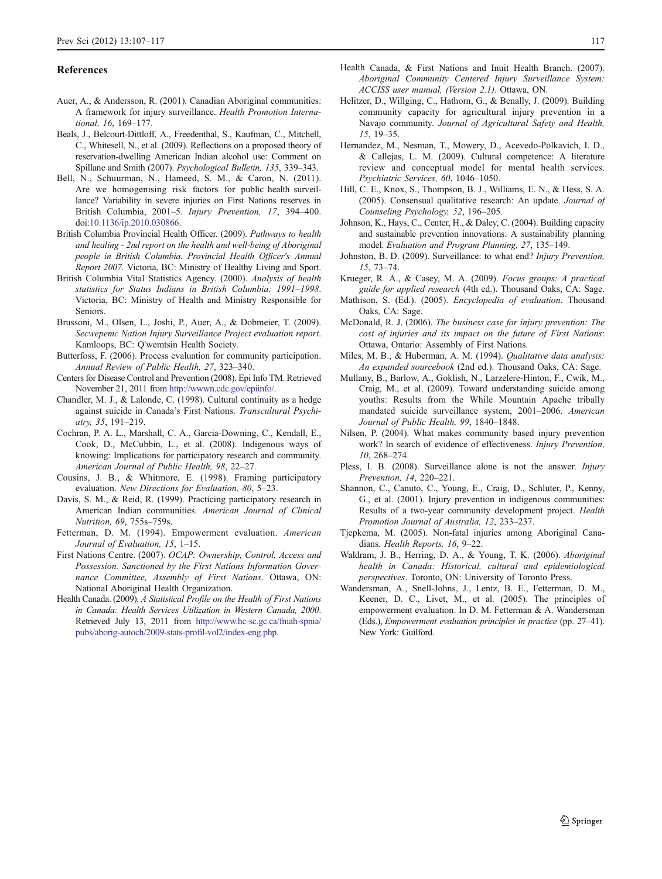## References

Auer, A., & Andersson, R. (2001). Canadian Aboriginal communities: A framework for injury surveillance. *Health Promotion International, 16*, 169–177.

Beals, J., Belcourt-Dittloff, A., Freedenthal, S., Kaufman, C., Mitchell, C., Whitesell, N., et al. (2009). Reflections on a proposed theory of reservation-dwelling American Indian alcohol use: Comment on Spillane and Smith (2007). *Psychological Bulletin, 135*, 339–343.

Bell, N., Schuurman, N., Hameed, S. M., & Caron, N. (2011). Are we homogenising risk factors for public health surveillance? Variability in severe injuries on First Nations reserves in British Columbia, 2001–5. *Injury Prevention, 17*, 394–400. doi:10.1136/ip.2010.030866.

British Columbia Provincial Health Officer. (2009). *Pathways to health and healing - 2nd report on the health and well-being of Aboriginal people in British Columbia. Provincial Health Officer's Annual Report 2007.* Victoria, BC: Ministry of Healthy Living and Sport.

British Columbia Vital Statistics Agency. (2000). *Analysis of health statistics for Status Indians in British Columbia: 1991–1998*. Victoria, BC: Ministry of Health and Ministry Responsible for Seniors.

Brussoni, M., Olsen, L., Joshi, P., Auer, A., & Dobmeier, T. (2009). *Secwepemc Nation Injury Surveillance Project evaluation report*. Kamloops, BC: Q'wemtsin Health Society.

Butterfoss, F. (2006). Process evaluation for community participation. *Annual Review of Public Health, 27*, 323–340.

Centers for Disease Control and Prevention (2008). Epi Info TM. Retrieved November 21, 2011 from http://wwwn.cdc.gov/epiinfo/.

Chandler, M. J., & Lalonde, C. (1998). Cultural continuity as a hedge against suicide in Canada's First Nations. *Transcultural Psychiatry, 35*, 191–219.

Cochran, P. A. L., Marshall, C. A., Garcia-Downing, C., Kendall, E., Cook, D., McCubbin, L., et al. (2008). Indigenous ways of knowing: Implications for participatory research and community. *American Journal of Public Health, 98*, 22–27.

Cousins, J. B., & Whitmore, E. (1998). Framing participatory evaluation. *New Directions for Evaluation, 80*, 5–23.

Davis, S. M., & Reid, R. (1999). Practicing participatory research in American Indian communities. *American Journal of Clinical Nutrition, 69*, 755s–759s.

Fetterman, D. M. (1994). Empowerment evaluation. *American Journal of Evaluation, 15*, 1–15.

First Nations Centre. (2007). *OCAP: Ownership, Control, Access and Possession. Sanctioned by the First Nations Information Governance Committee, Assembly of First Nations*. Ottawa, ON: National Aboriginal Health Organization.

Health Canada. (2009). *A Statistical Profile on the Health of First Nations in Canada: Health Services Utilization in Western Canada, 2000*. Retrieved July 13, 2011 from http://www.hc-sc.gc.ca/fniah-spnia/pubs/aborig-autoch/2009-stats-profil-vol2/index-eng.php.

Health Canada, & First Nations and Inuit Health Branch. (2007). *Aboriginal Community Centered Injury Surveillance System: ACCISS user manual, (Version 2.1)*. Ottawa, ON.

Helitzer, D., Willging, C., Hathorn, G., & Benally, J. (2009). Building community capacity for agricultural injury prevention in a Navajo community. *Journal of Agricultural Safety and Health, 15*, 19–35.

Hernandez, M., Nesman, T., Mowery, D., Acevedo-Polkavich, I. D., & Callejas, L. M. (2009). Cultural competence: A literature review and conceptual model for mental health services. *Psychiatric Services, 60*, 1046–1050.

Hill, C. E., Knox, S., Thompson, B. J., Williams, E. N., & Hess, S. A. (2005). Consensual qualitative research: An update. *Journal of Counseling Psychology, 52*, 196–205.

Johnson, K., Hays, C., Center, H., & Daley, C. (2004). Building capacity and sustainable prevention innovations: A sustainability planning model. *Evaluation and Program Planning, 27*, 135–149.

Johnston, B. D. (2009). Surveillance: to what end? *Injury Prevention, 15*, 73–74.

Krueger, R. A., & Casey, M. A. (2009). *Focus groups: A practical guide for applied research* (4th ed.). Thousand Oaks, CA: Sage.

Mathison, S. (Ed.). (2005). *Encyclopedia of evaluation*. Thousand Oaks, CA: Sage.

McDonald, R. J. (2006). *The business case for injury prevention: The cost of injuries and its impact on the future of First Nations*: Ottawa, Ontario: Assembly of First Nations.

Miles, M. B., & Huberman, A. M. (1994). *Qualitative data analysis: An expanded sourcebook* (2nd ed.). Thousand Oaks, CA: Sage.

Mullany, B., Barlow, A., Goklish, N., Larzelere-Hinton, F., Cwik, M., Craig, M., et al. (2009). Toward understanding suicide among youths: Results from the White Mountain Apache tribally mandated suicide surveillance system, 2001–2006. *American Journal of Public Health, 99*, 1840–1848.

Nilsen, P. (2004). What makes community based injury prevention work? In search of evidence of effectiveness. *Injury Prevention, 10*, 268–274.

Pless, I. B. (2008). Surveillance alone is not the answer. *Injury Prevention, 14*, 220–221.

Shannon, C., Canuto, C., Young, E., Craig, D., Schluter, P., Kenny, G., et al. (2001). Injury prevention in indigenous communities: Results of a two-year community development project. *Health Promotion Journal of Australia, 12*, 233–237.

Tjepkema, M. (2005). Non-fatal injuries among Aboriginal Canadians. *Health Reports, 16*, 9–22.

Waldram, J. B., Herring, D. A., & Young, T. K. (2006). *Aboriginal health in Canada: Historical, cultural and epidemiological perspectives*. Toronto, ON: University of Toronto Press.

Wandersman, A., Snell-Johns, J., Lentz, B. E., Fetterman, D. M., Keener, D. C., Livet, M., et al. (2005). The principles of empowerment evaluation. In D. M. Fetterman & A. Wandersman (Eds.), *Empowerment evaluation principles in practice* (pp. 27–41). New York: Guilford.